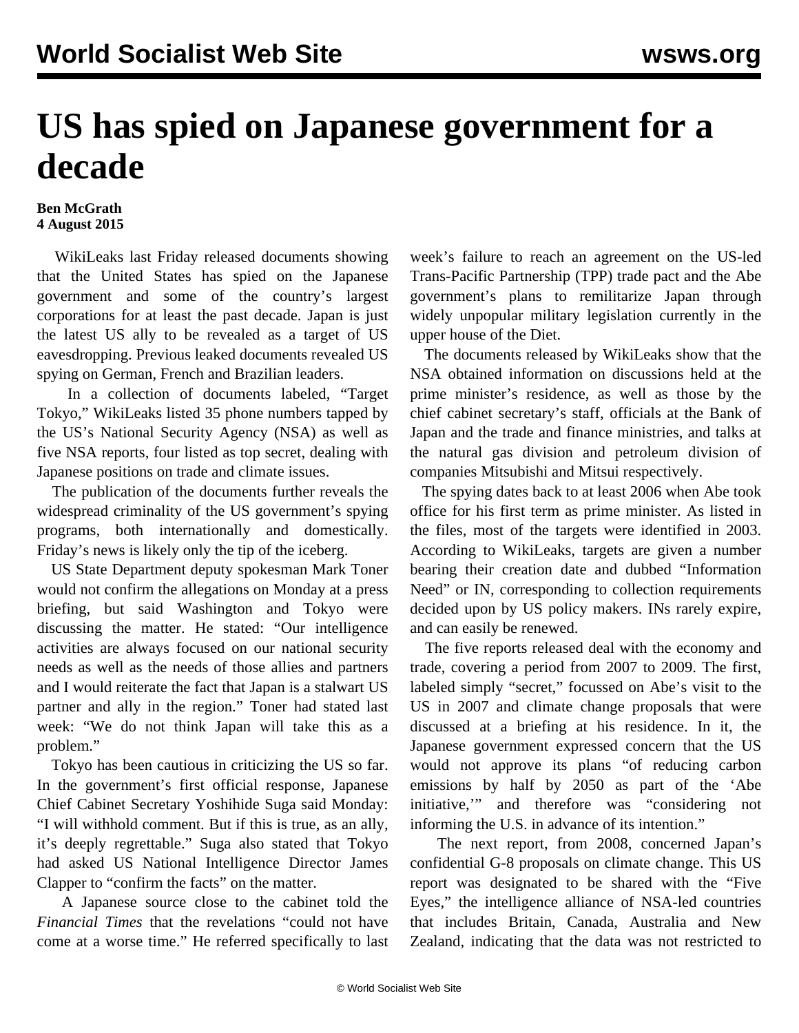# US has spied on Japanese government for a decade

**Ben McGrath**
**4 August 2015**

WikiLeaks last Friday released documents showing that the United States has spied on the Japanese government and some of the country's largest corporations for at least the past decade. Japan is just the latest US ally to be revealed as a target of US eavesdropping. Previous leaked documents revealed US spying on German, French and Brazilian leaders.

In a collection of documents labeled, "Target Tokyo," WikiLeaks listed 35 phone numbers tapped by the US's National Security Agency (NSA) as well as five NSA reports, four listed as top secret, dealing with Japanese positions on trade and climate issues.

The publication of the documents further reveals the widespread criminality of the US government's spying programs, both internationally and domestically. Friday's news is likely only the tip of the iceberg.

US State Department deputy spokesman Mark Toner would not confirm the allegations on Monday at a press briefing, but said Washington and Tokyo were discussing the matter. He stated: "Our intelligence activities are always focused on our national security needs as well as the needs of those allies and partners and I would reiterate the fact that Japan is a stalwart US partner and ally in the region." Toner had stated last week: "We do not think Japan will take this as a problem."

Tokyo has been cautious in criticizing the US so far. In the government's first official response, Japanese Chief Cabinet Secretary Yoshihide Suga said Monday: "I will withhold comment. But if this is true, as an ally, it's deeply regrettable." Suga also stated that Tokyo had asked US National Intelligence Director James Clapper to "confirm the facts" on the matter.

A Japanese source close to the cabinet told the *Financial Times* that the revelations "could not have come at a worse time." He referred specifically to last week's failure to reach an agreement on the US-led Trans-Pacific Partnership (TPP) trade pact and the Abe government's plans to remilitarize Japan through widely unpopular military legislation currently in the upper house of the Diet.

The documents released by WikiLeaks show that the NSA obtained information on discussions held at the prime minister's residence, as well as those by the chief cabinet secretary's staff, officials at the Bank of Japan and the trade and finance ministries, and talks at the natural gas division and petroleum division of companies Mitsubishi and Mitsui respectively.

The spying dates back to at least 2006 when Abe took office for his first term as prime minister. As listed in the files, most of the targets were identified in 2003. According to WikiLeaks, targets are given a number bearing their creation date and dubbed "Information Need" or IN, corresponding to collection requirements decided upon by US policy makers. INs rarely expire, and can easily be renewed.

The five reports released deal with the economy and trade, covering a period from 2007 to 2009. The first, labeled simply "secret," focussed on Abe's visit to the US in 2007 and climate change proposals that were discussed at a briefing at his residence. In it, the Japanese government expressed concern that the US would not approve its plans "of reducing carbon emissions by half by 2050 as part of the 'Abe initiative,'" and therefore was "considering not informing the U.S. in advance of its intention."

The next report, from 2008, concerned Japan's confidential G-8 proposals on climate change. This US report was designated to be shared with the "Five Eyes," the intelligence alliance of NSA-led countries that includes Britain, Canada, Australia and New Zealand, indicating that the data was not restricted to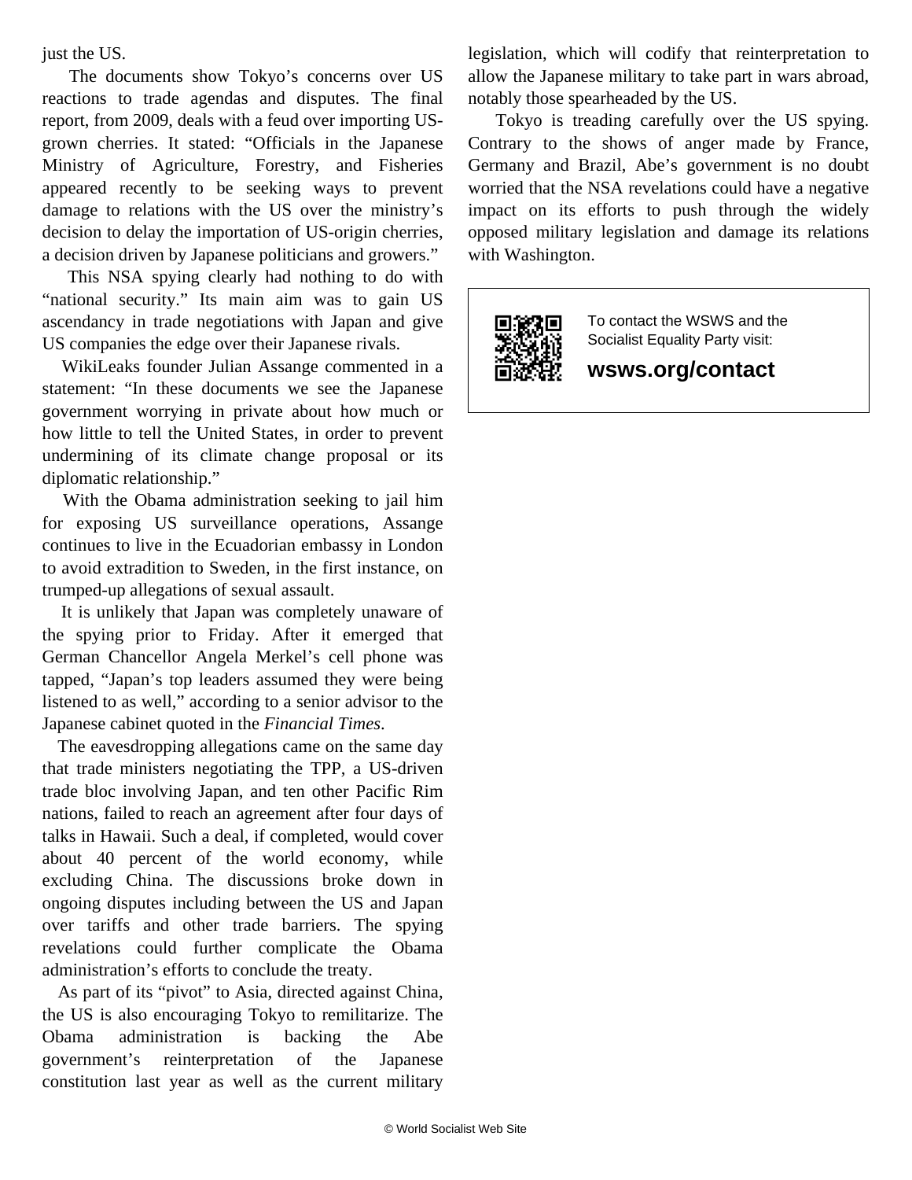just the US.

The documents show Tokyo's concerns over US reactions to trade agendas and disputes. The final report, from 2009, deals with a feud over importing US-grown cherries. It stated: "Officials in the Japanese Ministry of Agriculture, Forestry, and Fisheries appeared recently to be seeking ways to prevent damage to relations with the US over the ministry's decision to delay the importation of US-origin cherries, a decision driven by Japanese politicians and growers."

This NSA spying clearly had nothing to do with "national security." Its main aim was to gain US ascendancy in trade negotiations with Japan and give US companies the edge over their Japanese rivals.

WikiLeaks founder Julian Assange commented in a statement: "In these documents we see the Japanese government worrying in private about how much or how little to tell the United States, in order to prevent undermining of its climate change proposal or its diplomatic relationship."

With the Obama administration seeking to jail him for exposing US surveillance operations, Assange continues to live in the Ecuadorian embassy in London to avoid extradition to Sweden, in the first instance, on trumped-up allegations of sexual assault.

It is unlikely that Japan was completely unaware of the spying prior to Friday. After it emerged that German Chancellor Angela Merkel's cell phone was tapped, "Japan's top leaders assumed they were being listened to as well," according to a senior advisor to the Japanese cabinet quoted in the *Financial Times*.

The eavesdropping allegations came on the same day that trade ministers negotiating the TPP, a US-driven trade bloc involving Japan, and ten other Pacific Rim nations, failed to reach an agreement after four days of talks in Hawaii. Such a deal, if completed, would cover about 40 percent of the world economy, while excluding China. The discussions broke down in ongoing disputes including between the US and Japan over tariffs and other trade barriers. The spying revelations could further complicate the Obama administration's efforts to conclude the treaty.

As part of its "pivot" to Asia, directed against China, the US is also encouraging Tokyo to remilitarize. The Obama administration is backing the Abe government's reinterpretation of the Japanese constitution last year as well as the current military legislation, which will codify that reinterpretation to allow the Japanese military to take part in wars abroad, notably those spearheaded by the US.

Tokyo is treading carefully over the US spying. Contrary to the shows of anger made by France, Germany and Brazil, Abe's government is no doubt worried that the NSA revelations could have a negative impact on its efforts to push through the widely opposed military legislation and damage its relations with Washington.

To contact the WSWS and the Socialist Equality Party visit:

**wsws.org/contact**